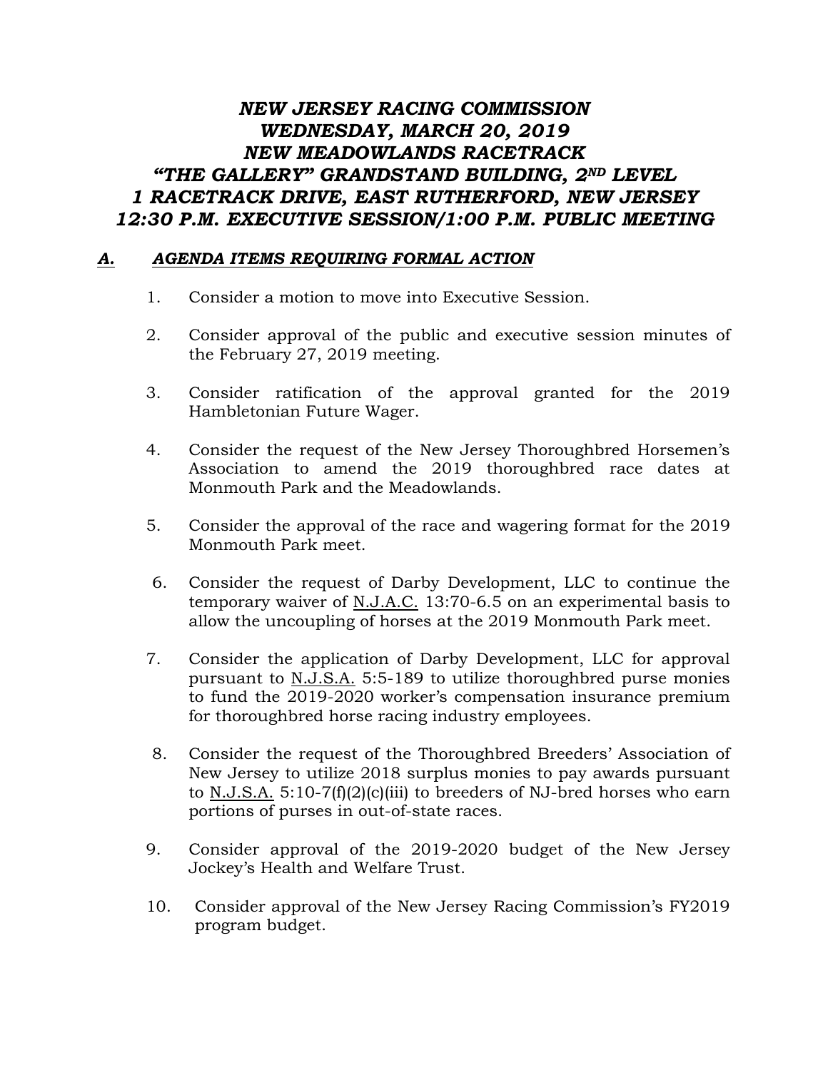# *NEW JERSEY RACING COMMISSION*
# *WEDNESDAY, MARCH 20, 2019*
# *NEW MEADOWLANDS RACETRACK*
# *"THE GALLERY" GRANDSTAND BUILDING, 2ND LEVEL*
# *1 RACETRACK DRIVE, EAST RUTHERFORD, NEW JERSEY*
# *12:30 P.M. EXECUTIVE SESSION/1:00 P.M. PUBLIC MEETING*

## *A. AGENDA ITEMS REQUIRING FORMAL ACTION*

1. Consider a motion to move into Executive Session.

2. Consider approval of the public and executive session minutes of the February 27, 2019 meeting.

3. Consider ratification of the approval granted for the 2019 Hambletonian Future Wager.

4. Consider the request of the New Jersey Thoroughbred Horsemen's Association to amend the 2019 thoroughbred race dates at Monmouth Park and the Meadowlands.

5. Consider the approval of the race and wagering format for the 2019 Monmouth Park meet.

6. Consider the request of Darby Development, LLC to continue the temporary waiver of N.J.A.C. 13:70-6.5 on an experimental basis to allow the uncoupling of horses at the 2019 Monmouth Park meet.

7. Consider the application of Darby Development, LLC for approval pursuant to N.J.S.A. 5:5-189 to utilize thoroughbred purse monies to fund the 2019-2020 worker's compensation insurance premium for thoroughbred horse racing industry employees.

8. Consider the request of the Thoroughbred Breeders' Association of New Jersey to utilize 2018 surplus monies to pay awards pursuant to N.J.S.A. 5:10-7(f)(2)(c)(iii) to breeders of NJ-bred horses who earn portions of purses in out-of-state races.

9. Consider approval of the 2019-2020 budget of the New Jersey Jockey's Health and Welfare Trust.

10. Consider approval of the New Jersey Racing Commission's FY2019 program budget.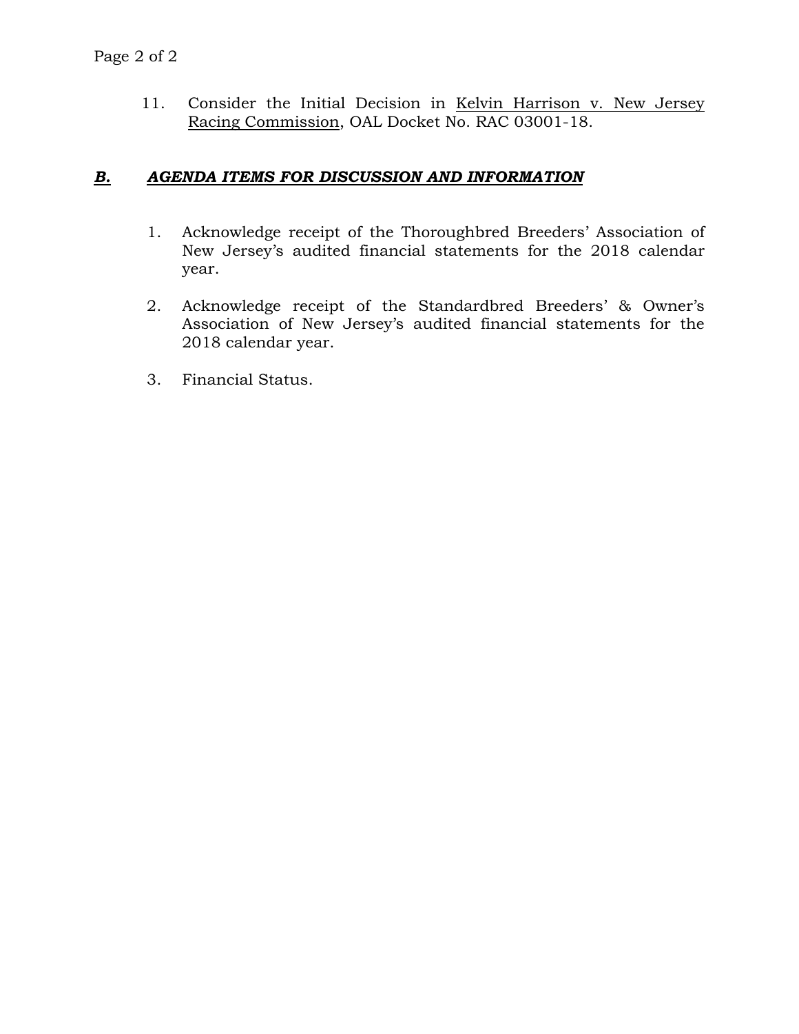11. Consider the Initial Decision in Kelvin Harrison v. New Jersey Racing Commission, OAL Docket No. RAC 03001-18.

## ***B. AGENDA ITEMS FOR DISCUSSION AND INFORMATION***

1. Acknowledge receipt of the Thoroughbred Breeders' Association of New Jersey's audited financial statements for the 2018 calendar year.

2. Acknowledge receipt of the Standardbred Breeders' & Owner's Association of New Jersey's audited financial statements for the 2018 calendar year.

3. Financial Status.